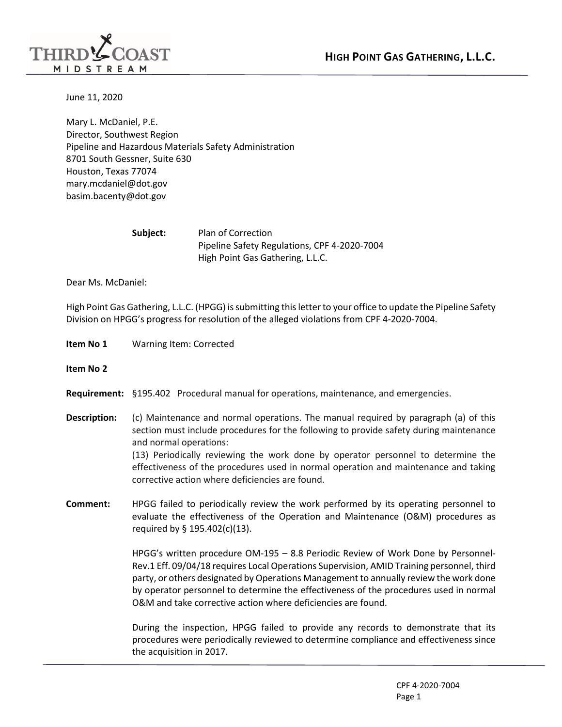**HIGH POINT GAS GATHERING, L.L.C.**

June 11, 2020

Mary L. McDaniel, P.E.
Director, Southwest Region
Pipeline and Hazardous Materials Safety Administration
8701 South Gessner, Suite 630
Houston, Texas 77074
mary.mcdaniel@dot.gov
basim.bacenty@dot.gov

**Subject:** Plan of Correction
Pipeline Safety Regulations, CPF 4-2020-7004
High Point Gas Gathering, L.L.C.

Dear Ms. McDaniel:

High Point Gas Gathering, L.L.C. (HPGG) is submitting this letter to your office to update the Pipeline Safety Division on HPGG's progress for resolution of the alleged violations from CPF 4-2020-7004.

**Item No 1** Warning Item: Corrected

**Item No 2**

**Requirement:** §195.402 Procedural manual for operations, maintenance, and emergencies.

**Description:** (c) Maintenance and normal operations. The manual required by paragraph (a) of this section must include procedures for the following to provide safety during maintenance and normal operations:
(13) Periodically reviewing the work done by operator personnel to determine the effectiveness of the procedures used in normal operation and maintenance and taking corrective action where deficiencies are found.

**Comment:** HPGG failed to periodically review the work performed by its operating personnel to evaluate the effectiveness of the Operation and Maintenance (O&M) procedures as required by § 195.402(c)(13).

HPGG's written procedure OM-195 – 8.8 Periodic Review of Work Done by Personnel-Rev.1 Eff. 09/04/18 requires Local Operations Supervision, AMID Training personnel, third party, or others designated by Operations Management to annually review the work done by operator personnel to determine the effectiveness of the procedures used in normal O&M and take corrective action where deficiencies are found.

During the inspection, HPGG failed to provide any records to demonstrate that its procedures were periodically reviewed to determine compliance and effectiveness since the acquisition in 2017.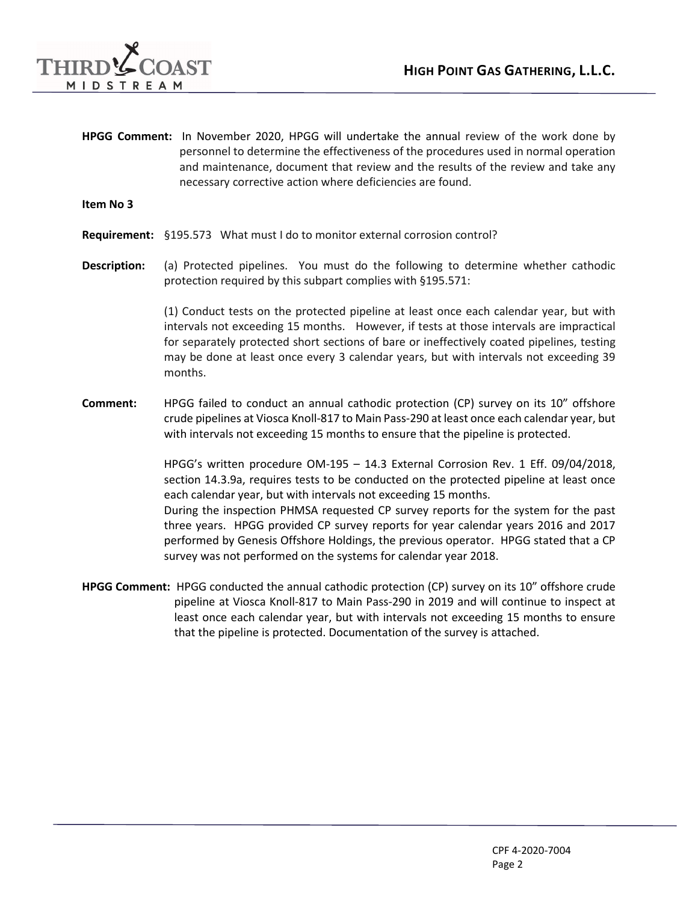**HPGG Comment:** In November 2020, HPGG will undertake the annual review of the work done by personnel to determine the effectiveness of the procedures used in normal operation and maintenance, document that review and the results of the review and take any necessary corrective action where deficiencies are found.

**Item No 3**

**Requirement:** §195.573 What must I do to monitor external corrosion control?

**Description:** (a) Protected pipelines. You must do the following to determine whether cathodic protection required by this subpart complies with §195.571:

(1) Conduct tests on the protected pipeline at least once each calendar year, but with intervals not exceeding 15 months. However, if tests at those intervals are impractical for separately protected short sections of bare or ineffectively coated pipelines, testing may be done at least once every 3 calendar years, but with intervals not exceeding 39 months.

**Comment:** HPGG failed to conduct an annual cathodic protection (CP) survey on its 10" offshore crude pipelines at Viosca Knoll-817 to Main Pass-290 at least once each calendar year, but with intervals not exceeding 15 months to ensure that the pipeline is protected.

HPGG's written procedure OM-195 – 14.3 External Corrosion Rev. 1 Eff. 09/04/2018, section 14.3.9a, requires tests to be conducted on the protected pipeline at least once each calendar year, but with intervals not exceeding 15 months.

During the inspection PHMSA requested CP survey reports for the system for the past three years. HPGG provided CP survey reports for year calendar years 2016 and 2017 performed by Genesis Offshore Holdings, the previous operator. HPGG stated that a CP survey was not performed on the systems for calendar year 2018.

**HPGG Comment:** HPGG conducted the annual cathodic protection (CP) survey on its 10" offshore crude pipeline at Viosca Knoll-817 to Main Pass-290 in 2019 and will continue to inspect at least once each calendar year, but with intervals not exceeding 15 months to ensure that the pipeline is protected. Documentation of the survey is attached.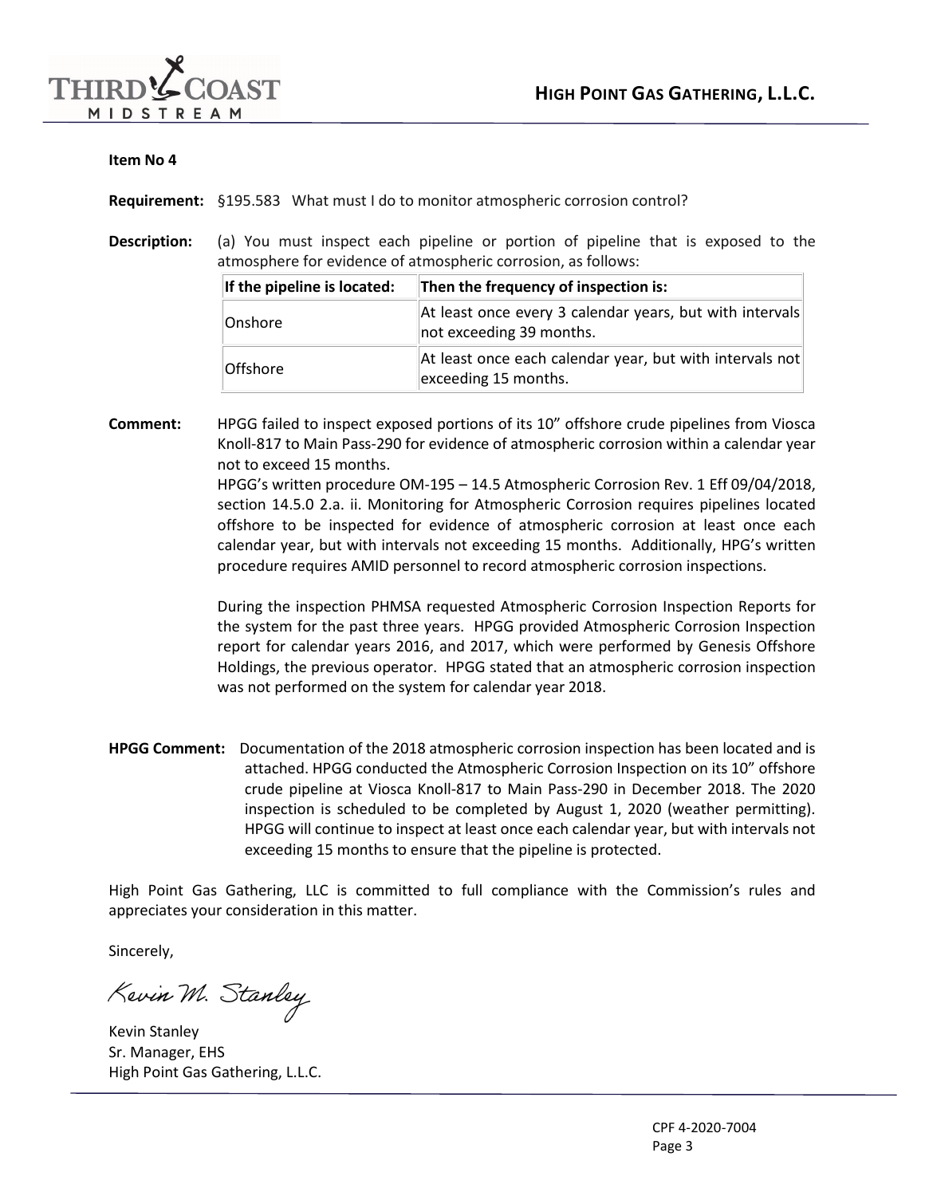**Item No 4**

**Requirement:** §195.583 What must I do to monitor atmospheric corrosion control?

**Description:** (a) You must inspect each pipeline or portion of pipeline that is exposed to the atmosphere for evidence of atmospheric corrosion, as follows:

| If the pipeline is located: | Then the frequency of inspection is: |
|---|---|
| Onshore | At least once every 3 calendar years, but with intervals not exceeding 39 months. |
| Offshore | At least once each calendar year, but with intervals not exceeding 15 months. |

**Comment:** HPGG failed to inspect exposed portions of its 10" offshore crude pipelines from Viosca Knoll-817 to Main Pass-290 for evidence of atmospheric corrosion within a calendar year not to exceed 15 months.

HPGG's written procedure OM-195 – 14.5 Atmospheric Corrosion Rev. 1 Eff 09/04/2018, section 14.5.0 2.a. ii. Monitoring for Atmospheric Corrosion requires pipelines located offshore to be inspected for evidence of atmospheric corrosion at least once each calendar year, but with intervals not exceeding 15 months. Additionally, HPG's written procedure requires AMID personnel to record atmospheric corrosion inspections.

During the inspection PHMSA requested Atmospheric Corrosion Inspection Reports for the system for the past three years. HPGG provided Atmospheric Corrosion Inspection report for calendar years 2016, and 2017, which were performed by Genesis Offshore Holdings, the previous operator. HPGG stated that an atmospheric corrosion inspection was not performed on the system for calendar year 2018.

**HPGG Comment:** Documentation of the 2018 atmospheric corrosion inspection has been located and is attached. HPGG conducted the Atmospheric Corrosion Inspection on its 10" offshore crude pipeline at Viosca Knoll-817 to Main Pass-290 in December 2018. The 2020 inspection is scheduled to be completed by August 1, 2020 (weather permitting). HPGG will continue to inspect at least once each calendar year, but with intervals not exceeding 15 months to ensure that the pipeline is protected.

High Point Gas Gathering, LLC is committed to full compliance with the Commission's rules and appreciates your consideration in this matter.

Sincerely,

Kevin M. Stanley

Kevin Stanley
Sr. Manager, EHS
High Point Gas Gathering, L.L.C.

CPF 4-2020-7004